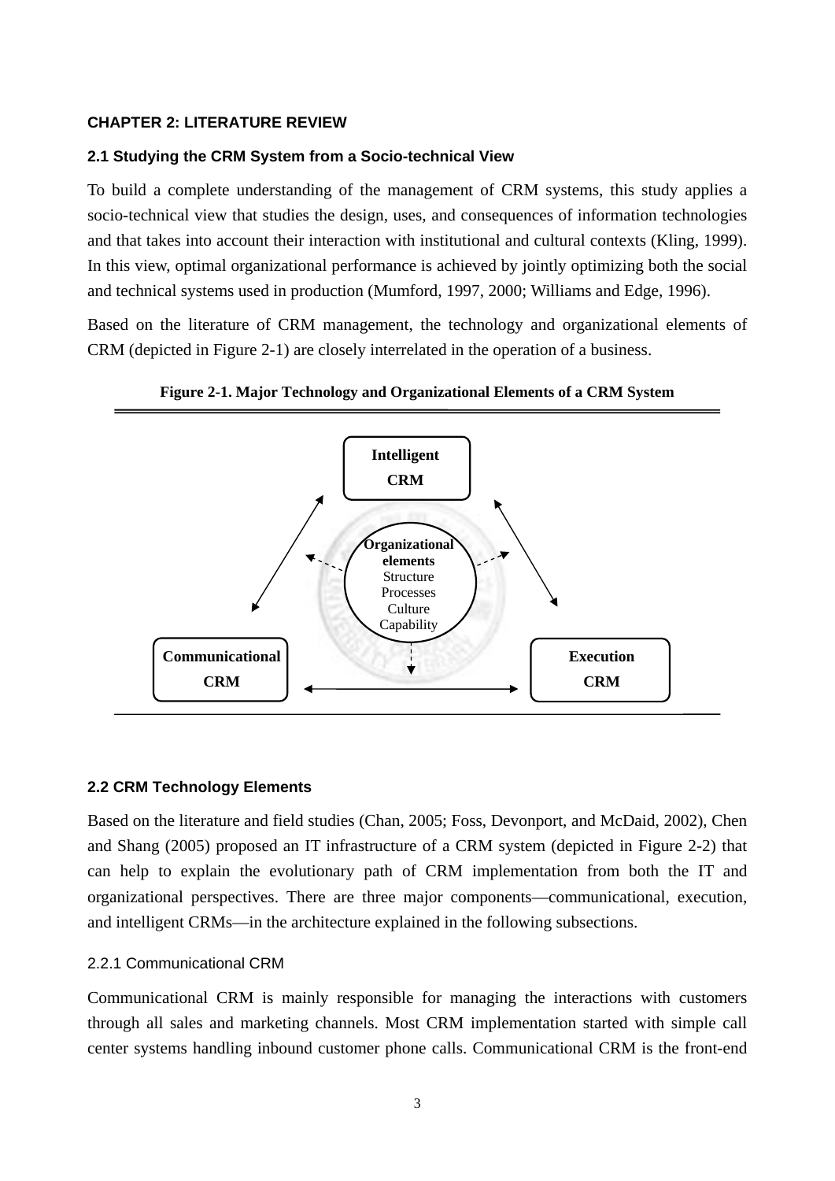# CHAPTER 2: LITERATURE REVIEW

## 2.1 Studying the CRM System from a Socio-technical View

To build a complete understanding of the management of CRM systems, this study applies a socio-technical view that studies the design, uses, and consequences of information technologies and that takes into account their interaction with institutional and cultural contexts (Kling, 1999). In this view, optimal organizational performance is achieved by jointly optimizing both the social and technical systems used in production (Mumford, 1997, 2000; Williams and Edge, 1996).

Based on the literature of CRM management, the technology and organizational elements of CRM (depicted in Figure 2-1) are closely interrelated in the operation of a business.

**Figure 2-1. Major Technology and Organizational Elements of a CRM System**

Intelligent CRM

**Organizational elements**
Structure
Processes
Culture
Capability

Communicational CRM

Execution CRM

## 2.2 CRM Technology Elements

Based on the literature and field studies (Chan, 2005; Foss, Devonport, and McDaid, 2002), Chen and Shang (2005) proposed an IT infrastructure of a CRM system (depicted in Figure 2-2) that can help to explain the evolutionary path of CRM implementation from both the IT and organizational perspectives. There are three major components—communicational, execution, and intelligent CRMs—in the architecture explained in the following subsections.

### 2.2.1 Communicational CRM

Communicational CRM is mainly responsible for managing the interactions with customers through all sales and marketing channels. Most CRM implementation started with simple call center systems handling inbound customer phone calls. Communicational CRM is the front-end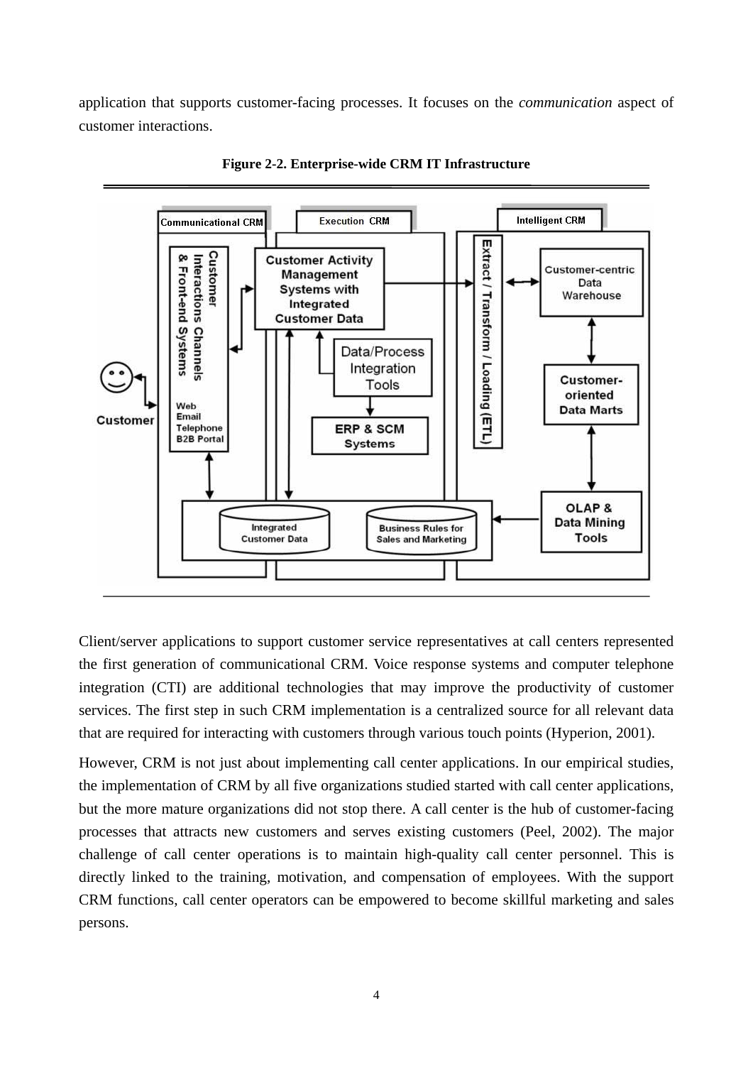application that supports customer-facing processes. It focuses on the *communication* aspect of customer interactions.

**Figure 2-2. Enterprise-wide CRM IT Infrastructure**

Client/server applications to support customer service representatives at call centers represented the first generation of communicational CRM. Voice response systems and computer telephone integration (CTI) are additional technologies that may improve the productivity of customer services. The first step in such CRM implementation is a centralized source for all relevant data that are required for interacting with customers through various touch points (Hyperion, 2001).

However, CRM is not just about implementing call center applications. In our empirical studies, the implementation of CRM by all five organizations studied started with call center applications, but the more mature organizations did not stop there. A call center is the hub of customer-facing processes that attracts new customers and serves existing customers (Peel, 2002). The major challenge of call center operations is to maintain high-quality call center personnel. This is directly linked to the training, motivation, and compensation of employees. With the support CRM functions, call center operators can be empowered to become skillful marketing and sales persons.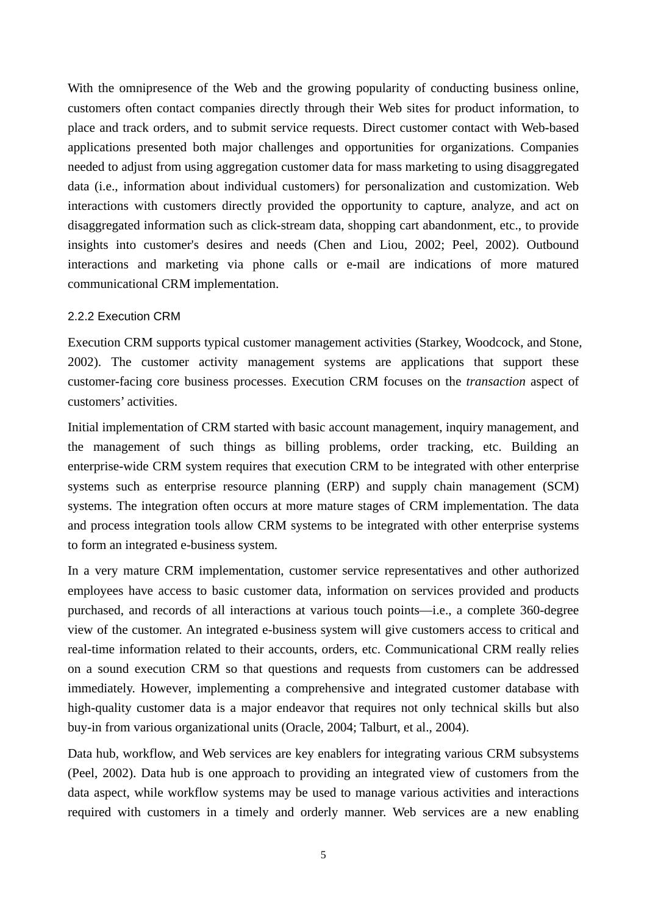With the omnipresence of the Web and the growing popularity of conducting business online, customers often contact companies directly through their Web sites for product information, to place and track orders, and to submit service requests. Direct customer contact with Web-based applications presented both major challenges and opportunities for organizations. Companies needed to adjust from using aggregation customer data for mass marketing to using disaggregated data (i.e., information about individual customers) for personalization and customization. Web interactions with customers directly provided the opportunity to capture, analyze, and act on disaggregated information such as click-stream data, shopping cart abandonment, etc., to provide insights into customer's desires and needs (Chen and Liou, 2002; Peel, 2002). Outbound interactions and marketing via phone calls or e-mail are indications of more matured communicational CRM implementation.

### 2.2.2 Execution CRM

Execution CRM supports typical customer management activities (Starkey, Woodcock, and Stone, 2002). The customer activity management systems are applications that support these customer-facing core business processes. Execution CRM focuses on the *transaction* aspect of customers' activities.

Initial implementation of CRM started with basic account management, inquiry management, and the management of such things as billing problems, order tracking, etc. Building an enterprise-wide CRM system requires that execution CRM to be integrated with other enterprise systems such as enterprise resource planning (ERP) and supply chain management (SCM) systems. The integration often occurs at more mature stages of CRM implementation. The data and process integration tools allow CRM systems to be integrated with other enterprise systems to form an integrated e-business system.

In a very mature CRM implementation, customer service representatives and other authorized employees have access to basic customer data, information on services provided and products purchased, and records of all interactions at various touch points—i.e., a complete 360-degree view of the customer. An integrated e-business system will give customers access to critical and real-time information related to their accounts, orders, etc. Communicational CRM really relies on a sound execution CRM so that questions and requests from customers can be addressed immediately. However, implementing a comprehensive and integrated customer database with high-quality customer data is a major endeavor that requires not only technical skills but also buy-in from various organizational units (Oracle, 2004; Talburt, et al., 2004).

Data hub, workflow, and Web services are key enablers for integrating various CRM subsystems (Peel, 2002). Data hub is one approach to providing an integrated view of customers from the data aspect, while workflow systems may be used to manage various activities and interactions required with customers in a timely and orderly manner. Web services are a new enabling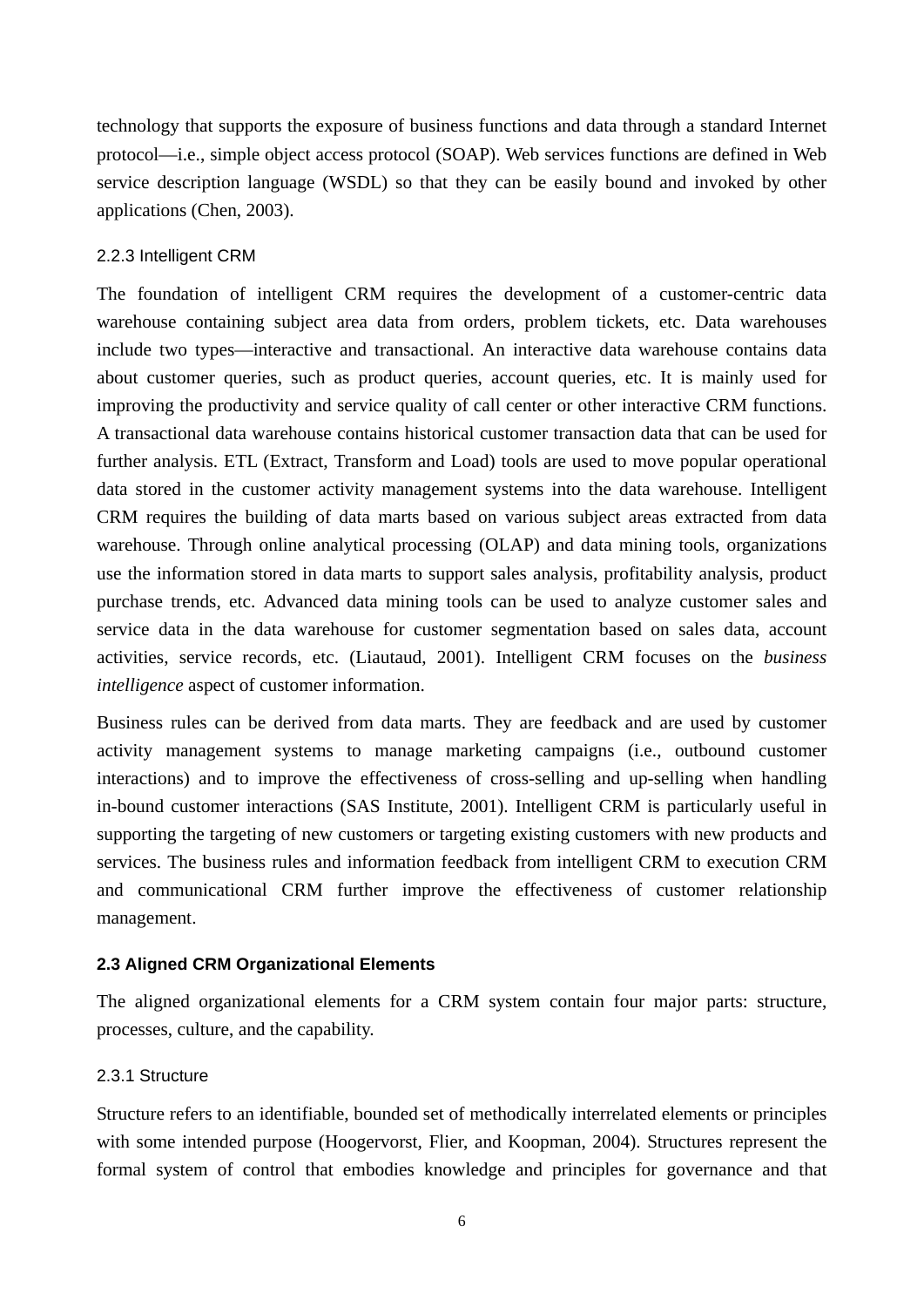technology that supports the exposure of business functions and data through a standard Internet protocol—i.e., simple object access protocol (SOAP). Web services functions are defined in Web service description language (WSDL) so that they can be easily bound and invoked by other applications (Chen, 2003).

### 2.2.3 Intelligent CRM

The foundation of intelligent CRM requires the development of a customer-centric data warehouse containing subject area data from orders, problem tickets, etc. Data warehouses include two types—interactive and transactional. An interactive data warehouse contains data about customer queries, such as product queries, account queries, etc. It is mainly used for improving the productivity and service quality of call center or other interactive CRM functions. A transactional data warehouse contains historical customer transaction data that can be used for further analysis. ETL (Extract, Transform and Load) tools are used to move popular operational data stored in the customer activity management systems into the data warehouse. Intelligent CRM requires the building of data marts based on various subject areas extracted from data warehouse. Through online analytical processing (OLAP) and data mining tools, organizations use the information stored in data marts to support sales analysis, profitability analysis, product purchase trends, etc. Advanced data mining tools can be used to analyze customer sales and service data in the data warehouse for customer segmentation based on sales data, account activities, service records, etc. (Liautaud, 2001). Intelligent CRM focuses on the *business intelligence* aspect of customer information.

Business rules can be derived from data marts. They are feedback and are used by customer activity management systems to manage marketing campaigns (i.e., outbound customer interactions) and to improve the effectiveness of cross-selling and up-selling when handling in-bound customer interactions (SAS Institute, 2001). Intelligent CRM is particularly useful in supporting the targeting of new customers or targeting existing customers with new products and services. The business rules and information feedback from intelligent CRM to execution CRM and communicational CRM further improve the effectiveness of customer relationship management.

## 2.3 Aligned CRM Organizational Elements

The aligned organizational elements for a CRM system contain four major parts: structure, processes, culture, and the capability.

### 2.3.1 Structure

Structure refers to an identifiable, bounded set of methodically interrelated elements or principles with some intended purpose (Hoogervorst, Flier, and Koopman, 2004). Structures represent the formal system of control that embodies knowledge and principles for governance and that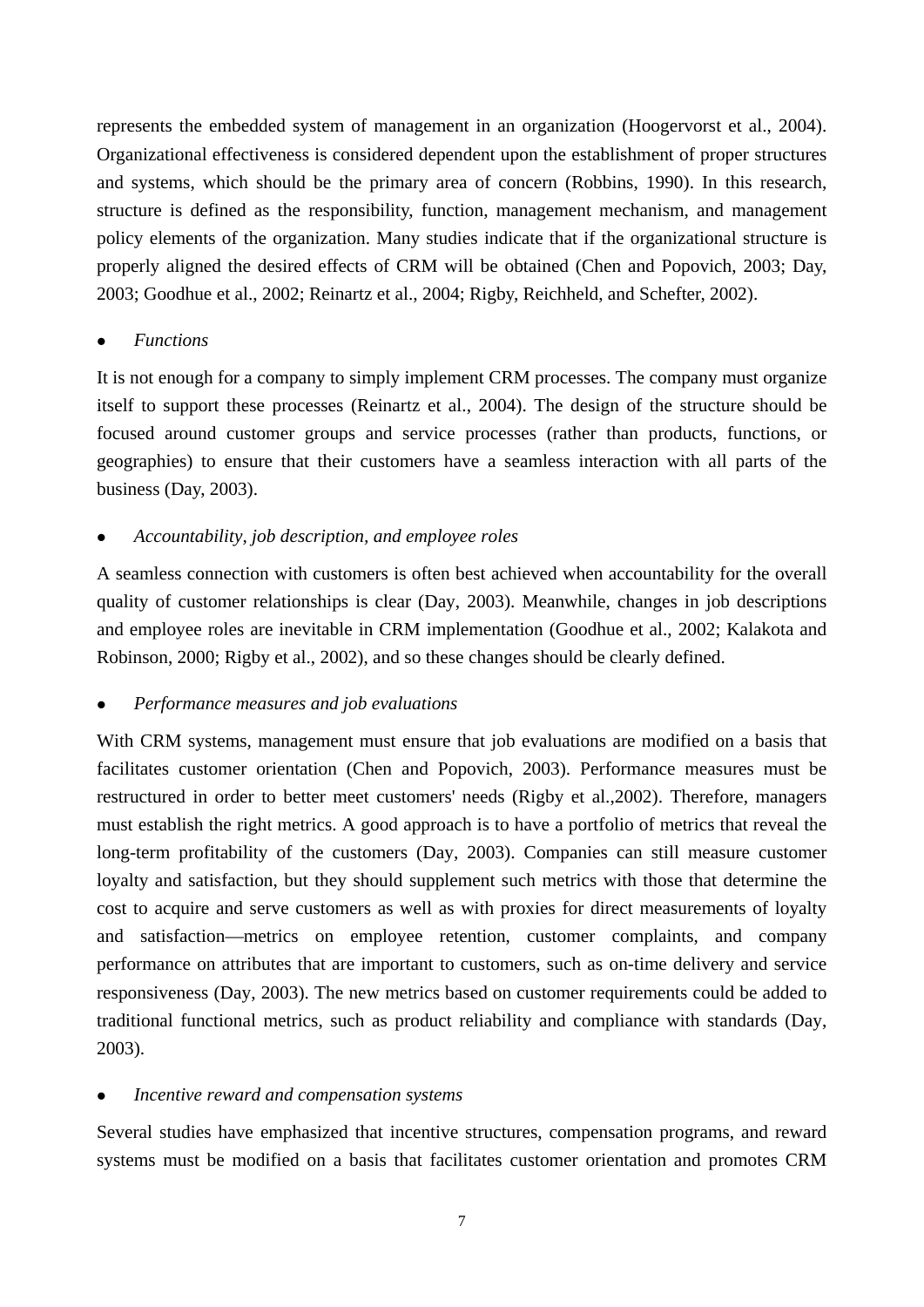represents the embedded system of management in an organization (Hoogervorst et al., 2004). Organizational effectiveness is considered dependent upon the establishment of proper structures and systems, which should be the primary area of concern (Robbins, 1990). In this research, structure is defined as the responsibility, function, management mechanism, and management policy elements of the organization. Many studies indicate that if the organizational structure is properly aligned the desired effects of CRM will be obtained (Chen and Popovich, 2003; Day, 2003; Goodhue et al., 2002; Reinartz et al., 2004; Rigby, Reichheld, and Schefter, 2002).

- *Functions*

It is not enough for a company to simply implement CRM processes. The company must organize itself to support these processes (Reinartz et al., 2004). The design of the structure should be focused around customer groups and service processes (rather than products, functions, or geographies) to ensure that their customers have a seamless interaction with all parts of the business (Day, 2003).

- *Accountability, job description, and employee roles*

A seamless connection with customers is often best achieved when accountability for the overall quality of customer relationships is clear (Day, 2003). Meanwhile, changes in job descriptions and employee roles are inevitable in CRM implementation (Goodhue et al., 2002; Kalakota and Robinson, 2000; Rigby et al., 2002), and so these changes should be clearly defined.

- *Performance measures and job evaluations*

With CRM systems, management must ensure that job evaluations are modified on a basis that facilitates customer orientation (Chen and Popovich, 2003). Performance measures must be restructured in order to better meet customers' needs (Rigby et al.,2002). Therefore, managers must establish the right metrics. A good approach is to have a portfolio of metrics that reveal the long-term profitability of the customers (Day, 2003). Companies can still measure customer loyalty and satisfaction, but they should supplement such metrics with those that determine the cost to acquire and serve customers as well as with proxies for direct measurements of loyalty and satisfaction—metrics on employee retention, customer complaints, and company performance on attributes that are important to customers, such as on-time delivery and service responsiveness (Day, 2003). The new metrics based on customer requirements could be added to traditional functional metrics, such as product reliability and compliance with standards (Day, 2003).

- *Incentive reward and compensation systems*

Several studies have emphasized that incentive structures, compensation programs, and reward systems must be modified on a basis that facilitates customer orientation and promotes CRM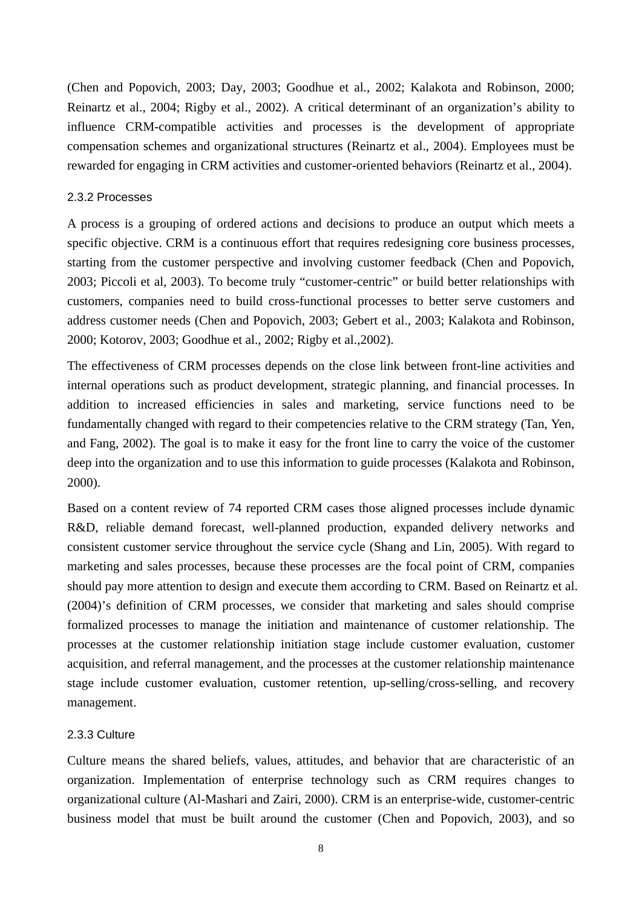(Chen and Popovich, 2003; Day, 2003; Goodhue et al., 2002; Kalakota and Robinson, 2000; Reinartz et al., 2004; Rigby et al., 2002). A critical determinant of an organization's ability to influence CRM-compatible activities and processes is the development of appropriate compensation schemes and organizational structures (Reinartz et al., 2004). Employees must be rewarded for engaging in CRM activities and customer-oriented behaviors (Reinartz et al., 2004).

### 2.3.2 Processes

A process is a grouping of ordered actions and decisions to produce an output which meets a specific objective. CRM is a continuous effort that requires redesigning core business processes, starting from the customer perspective and involving customer feedback (Chen and Popovich, 2003; Piccoli et al, 2003). To become truly "customer-centric" or build better relationships with customers, companies need to build cross-functional processes to better serve customers and address customer needs (Chen and Popovich, 2003; Gebert et al., 2003; Kalakota and Robinson, 2000; Kotorov, 2003; Goodhue et al., 2002; Rigby et al.,2002).

The effectiveness of CRM processes depends on the close link between front-line activities and internal operations such as product development, strategic planning, and financial processes. In addition to increased efficiencies in sales and marketing, service functions need to be fundamentally changed with regard to their competencies relative to the CRM strategy (Tan, Yen, and Fang, 2002). The goal is to make it easy for the front line to carry the voice of the customer deep into the organization and to use this information to guide processes (Kalakota and Robinson, 2000).

Based on a content review of 74 reported CRM cases those aligned processes include dynamic R&D, reliable demand forecast, well-planned production, expanded delivery networks and consistent customer service throughout the service cycle (Shang and Lin, 2005). With regard to marketing and sales processes, because these processes are the focal point of CRM, companies should pay more attention to design and execute them according to CRM. Based on Reinartz et al. (2004)'s definition of CRM processes, we consider that marketing and sales should comprise formalized processes to manage the initiation and maintenance of customer relationship. The processes at the customer relationship initiation stage include customer evaluation, customer acquisition, and referral management, and the processes at the customer relationship maintenance stage include customer evaluation, customer retention, up-selling/cross-selling, and recovery management.

### 2.3.3 Culture

Culture means the shared beliefs, values, attitudes, and behavior that are characteristic of an organization. Implementation of enterprise technology such as CRM requires changes to organizational culture (Al-Mashari and Zairi, 2000). CRM is an enterprise-wide, customer-centric business model that must be built around the customer (Chen and Popovich, 2003), and so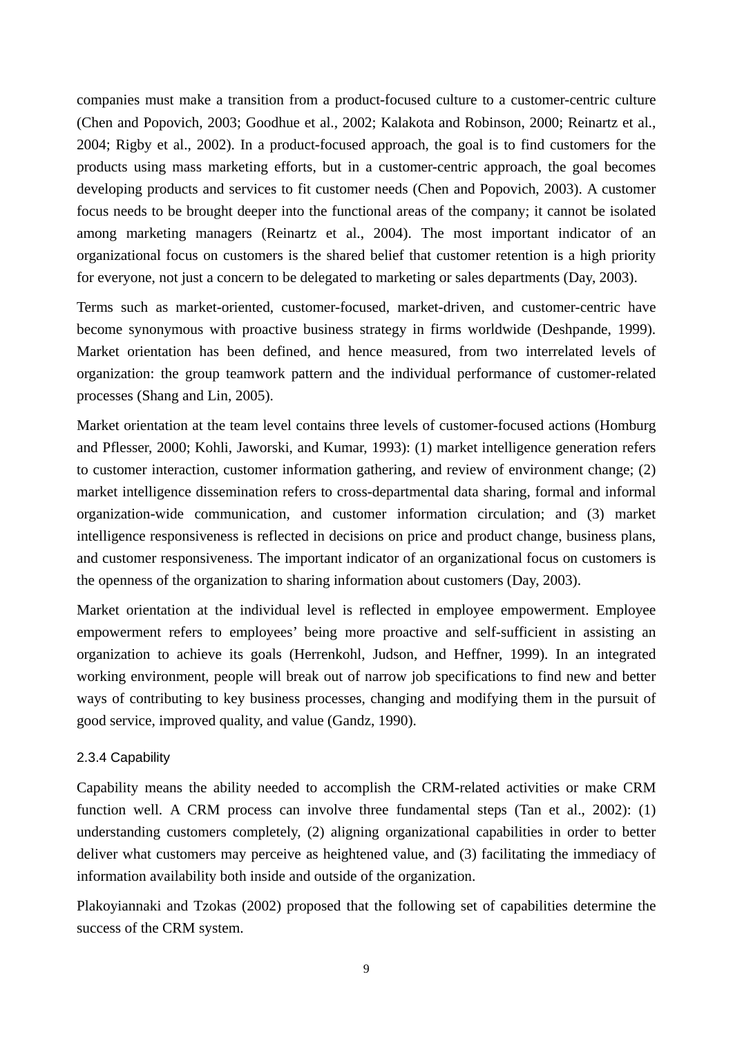companies must make a transition from a product-focused culture to a customer-centric culture (Chen and Popovich, 2003; Goodhue et al., 2002; Kalakota and Robinson, 2000; Reinartz et al., 2004; Rigby et al., 2002). In a product-focused approach, the goal is to find customers for the products using mass marketing efforts, but in a customer-centric approach, the goal becomes developing products and services to fit customer needs (Chen and Popovich, 2003). A customer focus needs to be brought deeper into the functional areas of the company; it cannot be isolated among marketing managers (Reinartz et al., 2004). The most important indicator of an organizational focus on customers is the shared belief that customer retention is a high priority for everyone, not just a concern to be delegated to marketing or sales departments (Day, 2003).

Terms such as market-oriented, customer-focused, market-driven, and customer-centric have become synonymous with proactive business strategy in firms worldwide (Deshpande, 1999). Market orientation has been defined, and hence measured, from two interrelated levels of organization: the group teamwork pattern and the individual performance of customer-related processes (Shang and Lin, 2005).

Market orientation at the team level contains three levels of customer-focused actions (Homburg and Pflesser, 2000; Kohli, Jaworski, and Kumar, 1993): (1) market intelligence generation refers to customer interaction, customer information gathering, and review of environment change; (2) market intelligence dissemination refers to cross-departmental data sharing, formal and informal organization-wide communication, and customer information circulation; and (3) market intelligence responsiveness is reflected in decisions on price and product change, business plans, and customer responsiveness. The important indicator of an organizational focus on customers is the openness of the organization to sharing information about customers (Day, 2003).

Market orientation at the individual level is reflected in employee empowerment. Employee empowerment refers to employees' being more proactive and self-sufficient in assisting an organization to achieve its goals (Herrenkohl, Judson, and Heffner, 1999). In an integrated working environment, people will break out of narrow job specifications to find new and better ways of contributing to key business processes, changing and modifying them in the pursuit of good service, improved quality, and value (Gandz, 1990).

### 2.3.4 Capability

Capability means the ability needed to accomplish the CRM-related activities or make CRM function well. A CRM process can involve three fundamental steps (Tan et al., 2002): (1) understanding customers completely, (2) aligning organizational capabilities in order to better deliver what customers may perceive as heightened value, and (3) facilitating the immediacy of information availability both inside and outside of the organization.

Plakoyiannaki and Tzokas (2002) proposed that the following set of capabilities determine the success of the CRM system.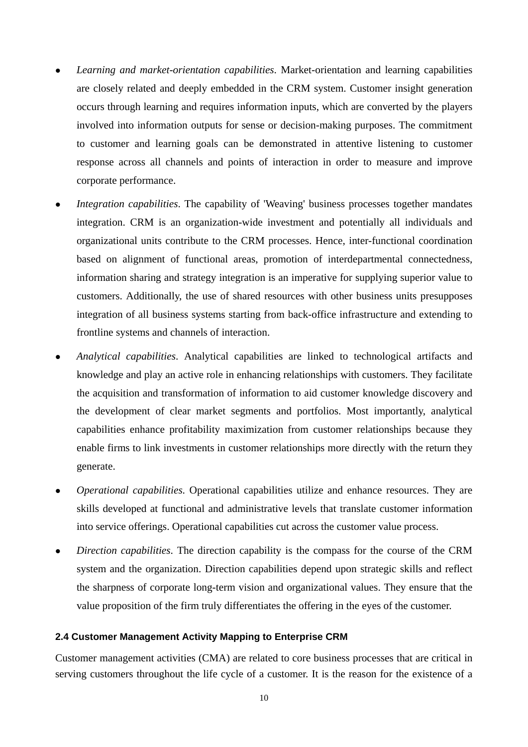- *Learning and market-orientation capabilities*. Market-orientation and learning capabilities are closely related and deeply embedded in the CRM system. Customer insight generation occurs through learning and requires information inputs, which are converted by the players involved into information outputs for sense or decision-making purposes. The commitment to customer and learning goals can be demonstrated in attentive listening to customer response across all channels and points of interaction in order to measure and improve corporate performance.

- *Integration capabilities*. The capability of 'Weaving' business processes together mandates integration. CRM is an organization-wide investment and potentially all individuals and organizational units contribute to the CRM processes. Hence, inter-functional coordination based on alignment of functional areas, promotion of interdepartmental connectedness, information sharing and strategy integration is an imperative for supplying superior value to customers. Additionally, the use of shared resources with other business units presupposes integration of all business systems starting from back-office infrastructure and extending to frontline systems and channels of interaction.

- *Analytical capabilities*. Analytical capabilities are linked to technological artifacts and knowledge and play an active role in enhancing relationships with customers. They facilitate the acquisition and transformation of information to aid customer knowledge discovery and the development of clear market segments and portfolios. Most importantly, analytical capabilities enhance profitability maximization from customer relationships because they enable firms to link investments in customer relationships more directly with the return they generate.

- *Operational capabilities.* Operational capabilities utilize and enhance resources. They are skills developed at functional and administrative levels that translate customer information into service offerings. Operational capabilities cut across the customer value process.

- *Direction capabilities*. The direction capability is the compass for the course of the CRM system and the organization. Direction capabilities depend upon strategic skills and reflect the sharpness of corporate long-term vision and organizational values. They ensure that the value proposition of the firm truly differentiates the offering in the eyes of the customer.

### 2.4 Customer Management Activity Mapping to Enterprise CRM

Customer management activities (CMA) are related to core business processes that are critical in serving customers throughout the life cycle of a customer. It is the reason for the existence of a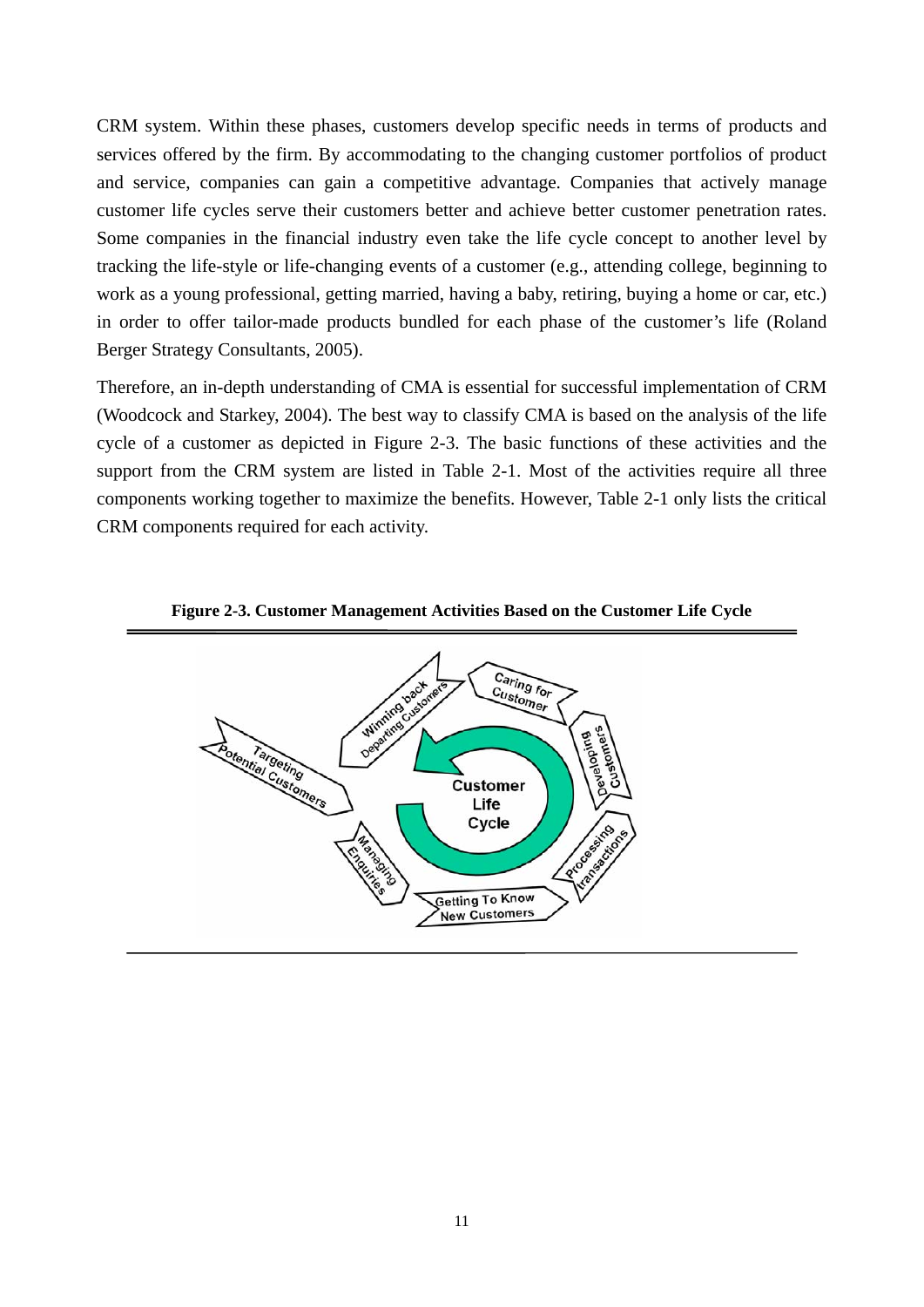CRM system. Within these phases, customers develop specific needs in terms of products and services offered by the firm. By accommodating to the changing customer portfolios of product and service, companies can gain a competitive advantage. Companies that actively manage customer life cycles serve their customers better and achieve better customer penetration rates. Some companies in the financial industry even take the life cycle concept to another level by tracking the life-style or life-changing events of a customer (e.g., attending college, beginning to work as a young professional, getting married, having a baby, retiring, buying a home or car, etc.) in order to offer tailor-made products bundled for each phase of the customer's life (Roland Berger Strategy Consultants, 2005).

Therefore, an in-depth understanding of CMA is essential for successful implementation of CRM (Woodcock and Starkey, 2004). The best way to classify CMA is based on the analysis of the life cycle of a customer as depicted in Figure 2-3. The basic functions of these activities and the support from the CRM system are listed in Table 2-1. Most of the activities require all three components working together to maximize the benefits. However, Table 2-1 only lists the critical CRM components required for each activity.

**Figure 2-3. Customer Management Activities Based on the Customer Life Cycle**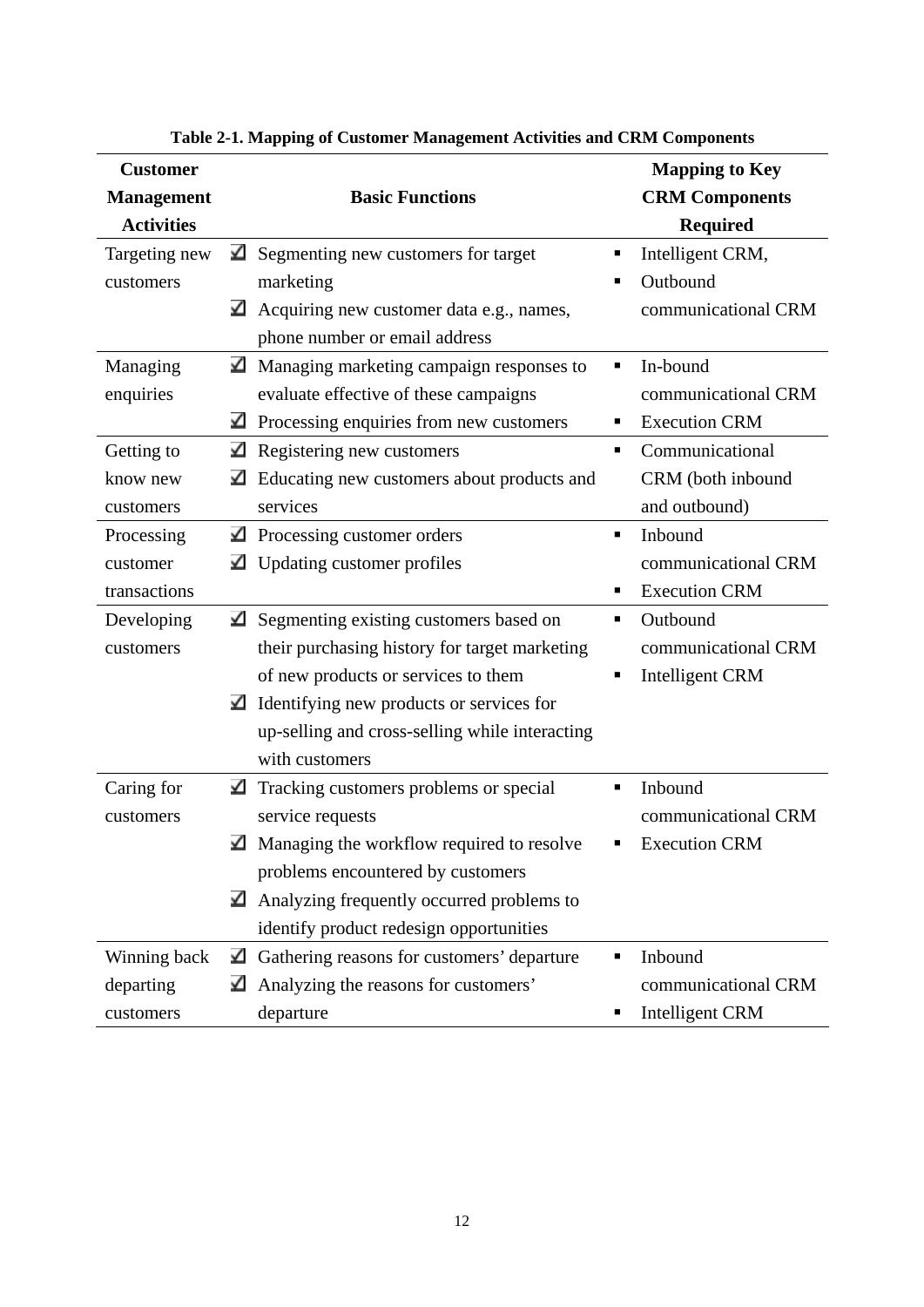**Table 2-1. Mapping of Customer Management Activities and CRM Components**

| Customer Management Activities | Basic Functions | Mapping to Key CRM Components Required |
|---|---|---|
| Targeting new customers | ☑ Segmenting new customers for target marketing<br>☑ Acquiring new customer data e.g., names, phone number or email address | ▪ Intelligent CRM,<br>▪ Outbound communicational CRM |
| Managing enquiries | ☑ Managing marketing campaign responses to evaluate effective of these campaigns<br>☑ Processing enquiries from new customers | ▪ In-bound communicational CRM<br>▪ Execution CRM |
| Getting to know new customers | ☑ Registering new customers<br>☑ Educating new customers about products and services | ▪ Communicational CRM (both inbound and outbound) |
| Processing customer transactions | ☑ Processing customer orders<br>☑ Updating customer profiles | ▪ Inbound communicational CRM<br>▪ Execution CRM |
| Developing customers | ☑ Segmenting existing customers based on their purchasing history for target marketing of new products or services to them<br>☑ Identifying new products or services for up-selling and cross-selling while interacting with customers | ▪ Outbound communicational CRM<br>▪ Intelligent CRM |
| Caring for customers | ☑ Tracking customers problems or special service requests<br>☑ Managing the workflow required to resolve problems encountered by customers<br>☑ Analyzing frequently occurred problems to identify product redesign opportunities | ▪ Inbound communicational CRM<br>▪ Execution CRM |
| Winning back departing customers | ☑ Gathering reasons for customers' departure<br>☑ Analyzing the reasons for customers' departure | ▪ Inbound communicational CRM<br>▪ Intelligent CRM |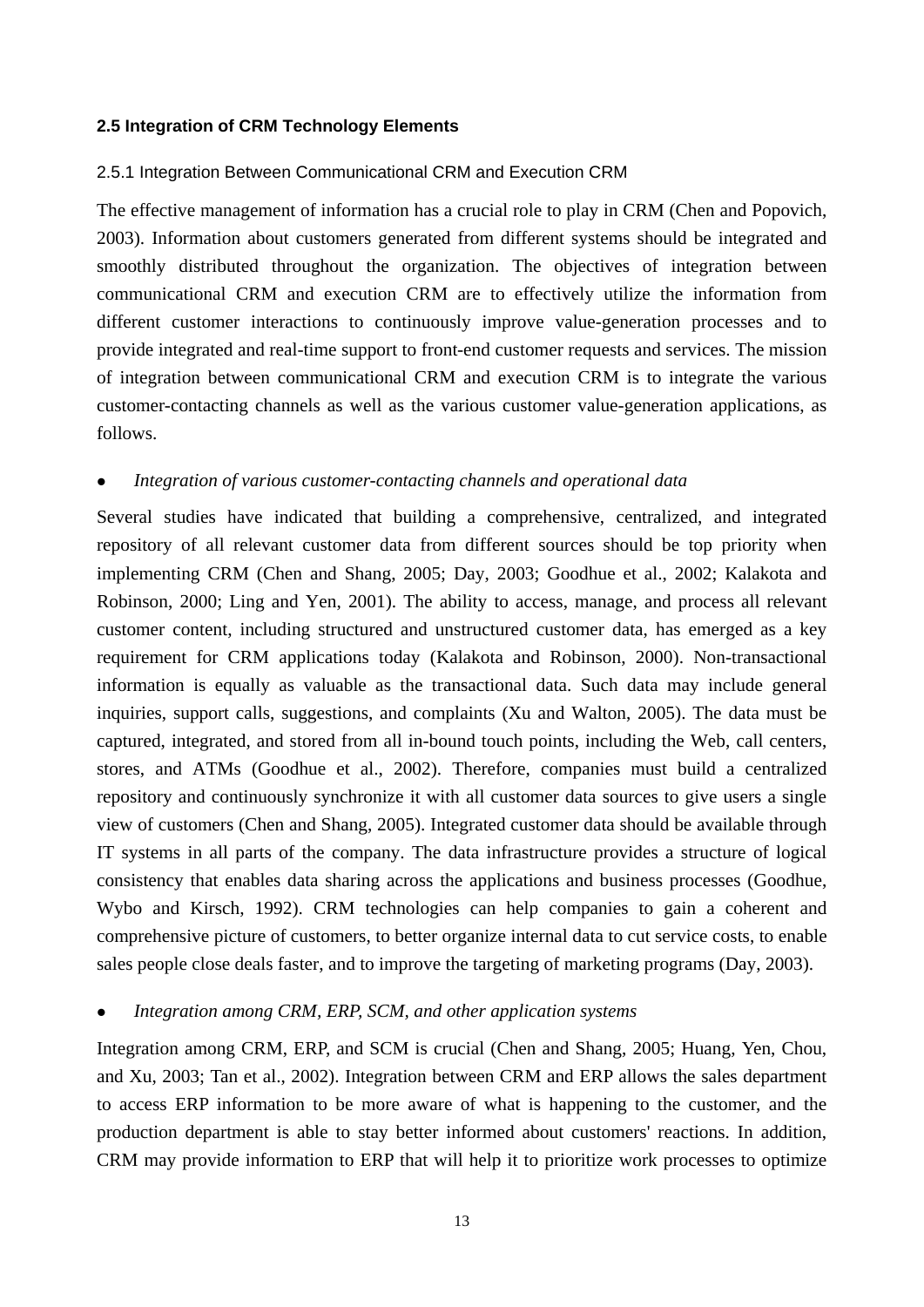## 2.5 Integration of CRM Technology Elements

### 2.5.1 Integration Between Communicational CRM and Execution CRM

The effective management of information has a crucial role to play in CRM (Chen and Popovich, 2003). Information about customers generated from different systems should be integrated and smoothly distributed throughout the organization. The objectives of integration between communicational CRM and execution CRM are to effectively utilize the information from different customer interactions to continuously improve value-generation processes and to provide integrated and real-time support to front-end customer requests and services. The mission of integration between communicational CRM and execution CRM is to integrate the various customer-contacting channels as well as the various customer value-generation applications, as follows.

- *Integration of various customer-contacting channels and operational data*

Several studies have indicated that building a comprehensive, centralized, and integrated repository of all relevant customer data from different sources should be top priority when implementing CRM (Chen and Shang, 2005; Day, 2003; Goodhue et al., 2002; Kalakota and Robinson, 2000; Ling and Yen, 2001). The ability to access, manage, and process all relevant customer content, including structured and unstructured customer data, has emerged as a key requirement for CRM applications today (Kalakota and Robinson, 2000). Non-transactional information is equally as valuable as the transactional data. Such data may include general inquiries, support calls, suggestions, and complaints (Xu and Walton, 2005). The data must be captured, integrated, and stored from all in-bound touch points, including the Web, call centers, stores, and ATMs (Goodhue et al., 2002). Therefore, companies must build a centralized repository and continuously synchronize it with all customer data sources to give users a single view of customers (Chen and Shang, 2005). Integrated customer data should be available through IT systems in all parts of the company. The data infrastructure provides a structure of logical consistency that enables data sharing across the applications and business processes (Goodhue, Wybo and Kirsch, 1992). CRM technologies can help companies to gain a coherent and comprehensive picture of customers, to better organize internal data to cut service costs, to enable sales people close deals faster, and to improve the targeting of marketing programs (Day, 2003).

- *Integration among CRM, ERP, SCM, and other application systems*

Integration among CRM, ERP, and SCM is crucial (Chen and Shang, 2005; Huang, Yen, Chou, and Xu, 2003; Tan et al., 2002). Integration between CRM and ERP allows the sales department to access ERP information to be more aware of what is happening to the customer, and the production department is able to stay better informed about customers' reactions. In addition, CRM may provide information to ERP that will help it to prioritize work processes to optimize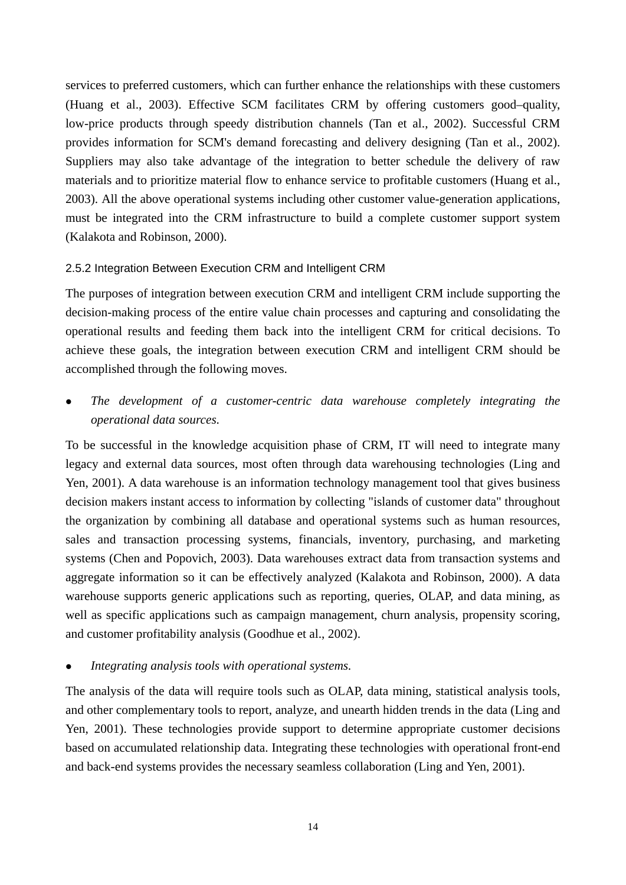services to preferred customers, which can further enhance the relationships with these customers (Huang et al., 2003). Effective SCM facilitates CRM by offering customers good–quality, low-price products through speedy distribution channels (Tan et al., 2002). Successful CRM provides information for SCM's demand forecasting and delivery designing (Tan et al., 2002). Suppliers may also take advantage of the integration to better schedule the delivery of raw materials and to prioritize material flow to enhance service to profitable customers (Huang et al., 2003). All the above operational systems including other customer value-generation applications, must be integrated into the CRM infrastructure to build a complete customer support system (Kalakota and Robinson, 2000).

### 2.5.2 Integration Between Execution CRM and Intelligent CRM

The purposes of integration between execution CRM and intelligent CRM include supporting the decision-making process of the entire value chain processes and capturing and consolidating the operational results and feeding them back into the intelligent CRM for critical decisions. To achieve these goals, the integration between execution CRM and intelligent CRM should be accomplished through the following moves.

- *The development of a customer-centric data warehouse completely integrating the operational data sources.*

To be successful in the knowledge acquisition phase of CRM, IT will need to integrate many legacy and external data sources, most often through data warehousing technologies (Ling and Yen, 2001). A data warehouse is an information technology management tool that gives business decision makers instant access to information by collecting "islands of customer data" throughout the organization by combining all database and operational systems such as human resources, sales and transaction processing systems, financials, inventory, purchasing, and marketing systems (Chen and Popovich, 2003). Data warehouses extract data from transaction systems and aggregate information so it can be effectively analyzed (Kalakota and Robinson, 2000). A data warehouse supports generic applications such as reporting, queries, OLAP, and data mining, as well as specific applications such as campaign management, churn analysis, propensity scoring, and customer profitability analysis (Goodhue et al., 2002).

- *Integrating analysis tools with operational systems.*

The analysis of the data will require tools such as OLAP, data mining, statistical analysis tools, and other complementary tools to report, analyze, and unearth hidden trends in the data (Ling and Yen, 2001). These technologies provide support to determine appropriate customer decisions based on accumulated relationship data. Integrating these technologies with operational front-end and back-end systems provides the necessary seamless collaboration (Ling and Yen, 2001).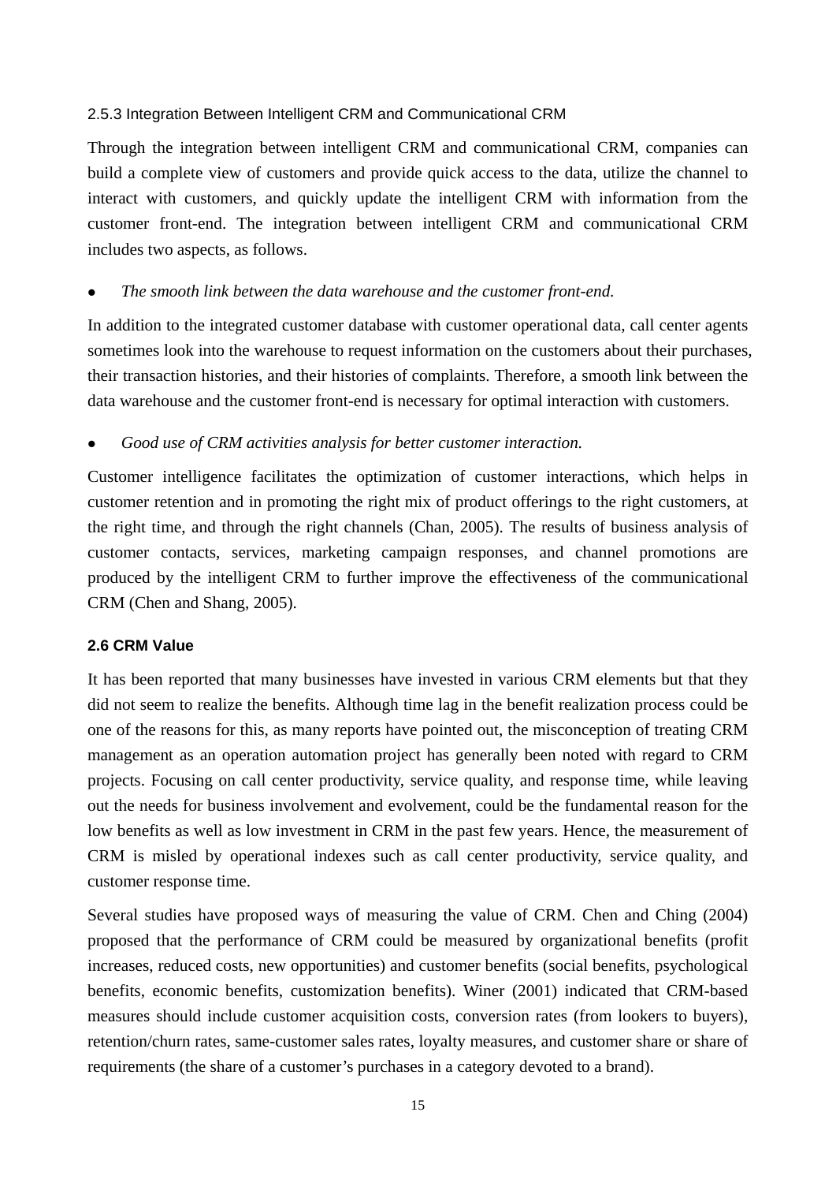### 2.5.3 Integration Between Intelligent CRM and Communicational CRM

Through the integration between intelligent CRM and communicational CRM, companies can build a complete view of customers and provide quick access to the data, utilize the channel to interact with customers, and quickly update the intelligent CRM with information from the customer front-end. The integration between intelligent CRM and communicational CRM includes two aspects, as follows.

- *The smooth link between the data warehouse and the customer front-end.*

In addition to the integrated customer database with customer operational data, call center agents sometimes look into the warehouse to request information on the customers about their purchases, their transaction histories, and their histories of complaints. Therefore, a smooth link between the data warehouse and the customer front-end is necessary for optimal interaction with customers.

- *Good use of CRM activities analysis for better customer interaction.*

Customer intelligence facilitates the optimization of customer interactions, which helps in customer retention and in promoting the right mix of product offerings to the right customers, at the right time, and through the right channels (Chan, 2005). The results of business analysis of customer contacts, services, marketing campaign responses, and channel promotions are produced by the intelligent CRM to further improve the effectiveness of the communicational CRM (Chen and Shang, 2005).

## 2.6 CRM Value

It has been reported that many businesses have invested in various CRM elements but that they did not seem to realize the benefits. Although time lag in the benefit realization process could be one of the reasons for this, as many reports have pointed out, the misconception of treating CRM management as an operation automation project has generally been noted with regard to CRM projects. Focusing on call center productivity, service quality, and response time, while leaving out the needs for business involvement and evolvement, could be the fundamental reason for the low benefits as well as low investment in CRM in the past few years. Hence, the measurement of CRM is misled by operational indexes such as call center productivity, service quality, and customer response time.

Several studies have proposed ways of measuring the value of CRM. Chen and Ching (2004) proposed that the performance of CRM could be measured by organizational benefits (profit increases, reduced costs, new opportunities) and customer benefits (social benefits, psychological benefits, economic benefits, customization benefits). Winer (2001) indicated that CRM-based measures should include customer acquisition costs, conversion rates (from lookers to buyers), retention/churn rates, same-customer sales rates, loyalty measures, and customer share or share of requirements (the share of a customer's purchases in a category devoted to a brand).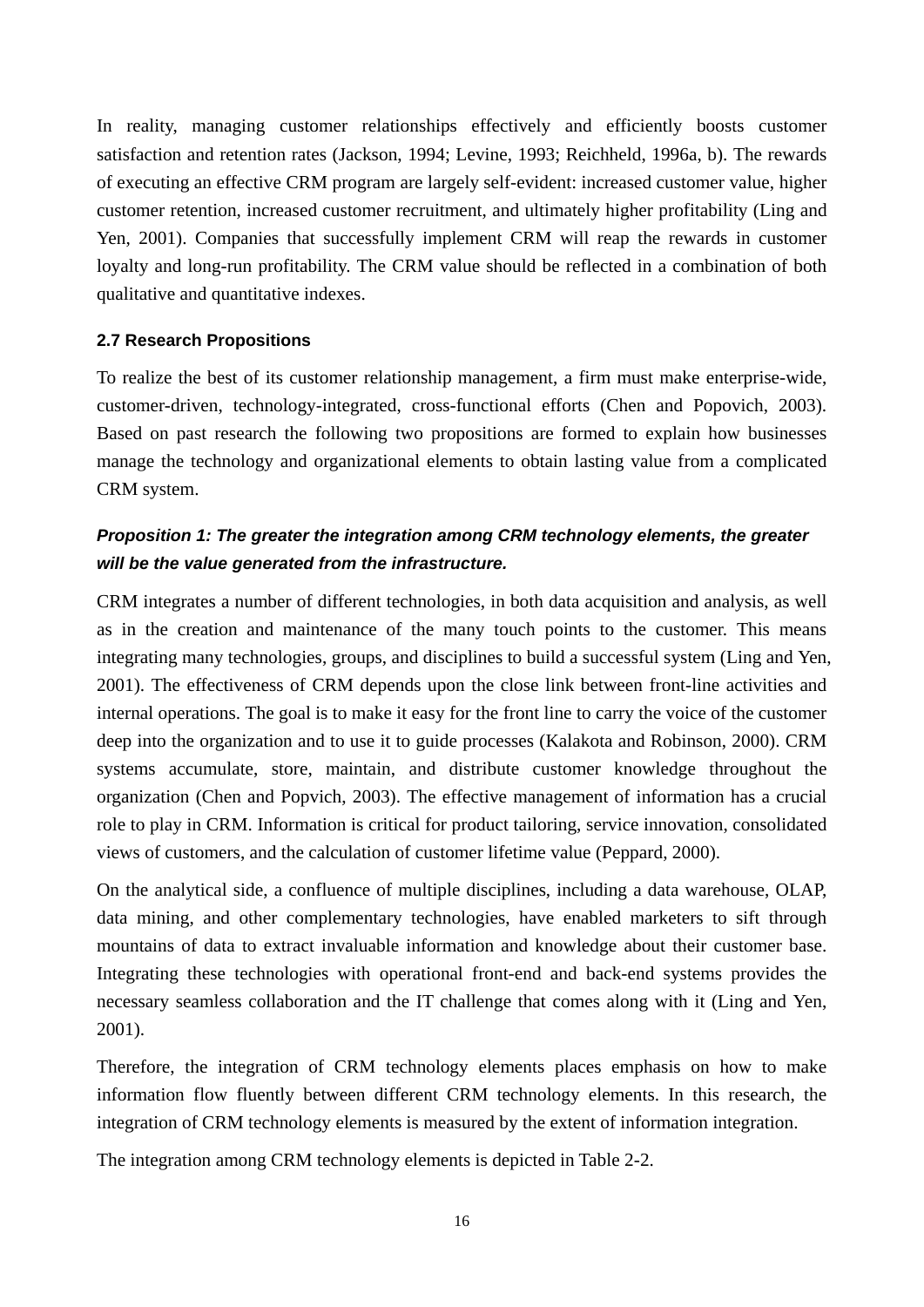In reality, managing customer relationships effectively and efficiently boosts customer satisfaction and retention rates (Jackson, 1994; Levine, 1993; Reichheld, 1996a, b). The rewards of executing an effective CRM program are largely self-evident: increased customer value, higher customer retention, increased customer recruitment, and ultimately higher profitability (Ling and Yen, 2001). Companies that successfully implement CRM will reap the rewards in customer loyalty and long-run profitability. The CRM value should be reflected in a combination of both qualitative and quantitative indexes.

### 2.7 Research Propositions

To realize the best of its customer relationship management, a firm must make enterprise-wide, customer-driven, technology-integrated, cross-functional efforts (Chen and Popovich, 2003). Based on past research the following two propositions are formed to explain how businesses manage the technology and organizational elements to obtain lasting value from a complicated CRM system.

***Proposition 1: The greater the integration among CRM technology elements, the greater will be the value generated from the infrastructure.***

CRM integrates a number of different technologies, in both data acquisition and analysis, as well as in the creation and maintenance of the many touch points to the customer. This means integrating many technologies, groups, and disciplines to build a successful system (Ling and Yen, 2001). The effectiveness of CRM depends upon the close link between front-line activities and internal operations. The goal is to make it easy for the front line to carry the voice of the customer deep into the organization and to use it to guide processes (Kalakota and Robinson, 2000). CRM systems accumulate, store, maintain, and distribute customer knowledge throughout the organization (Chen and Popvich, 2003). The effective management of information has a crucial role to play in CRM. Information is critical for product tailoring, service innovation, consolidated views of customers, and the calculation of customer lifetime value (Peppard, 2000).

On the analytical side, a confluence of multiple disciplines, including a data warehouse, OLAP, data mining, and other complementary technologies, have enabled marketers to sift through mountains of data to extract invaluable information and knowledge about their customer base. Integrating these technologies with operational front-end and back-end systems provides the necessary seamless collaboration and the IT challenge that comes along with it (Ling and Yen, 2001).

Therefore, the integration of CRM technology elements places emphasis on how to make information flow fluently between different CRM technology elements. In this research, the integration of CRM technology elements is measured by the extent of information integration.

The integration among CRM technology elements is depicted in Table 2-2.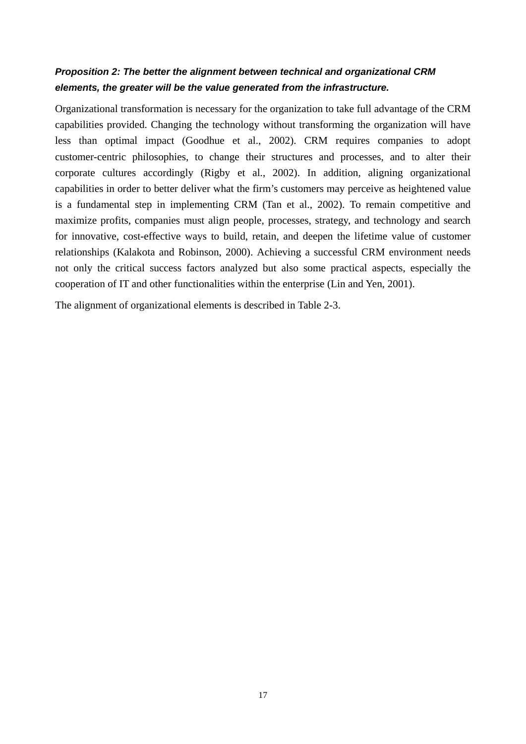***Proposition 2: The better the alignment between technical and organizational CRM elements, the greater will be the value generated from the infrastructure.***

Organizational transformation is necessary for the organization to take full advantage of the CRM capabilities provided. Changing the technology without transforming the organization will have less than optimal impact (Goodhue et al., 2002). CRM requires companies to adopt customer-centric philosophies, to change their structures and processes, and to alter their corporate cultures accordingly (Rigby et al., 2002). In addition, aligning organizational capabilities in order to better deliver what the firm's customers may perceive as heightened value is a fundamental step in implementing CRM (Tan et al., 2002). To remain competitive and maximize profits, companies must align people, processes, strategy, and technology and search for innovative, cost-effective ways to build, retain, and deepen the lifetime value of customer relationships (Kalakota and Robinson, 2000). Achieving a successful CRM environment needs not only the critical success factors analyzed but also some practical aspects, especially the cooperation of IT and other functionalities within the enterprise (Lin and Yen, 2001).

The alignment of organizational elements is described in Table 2-3.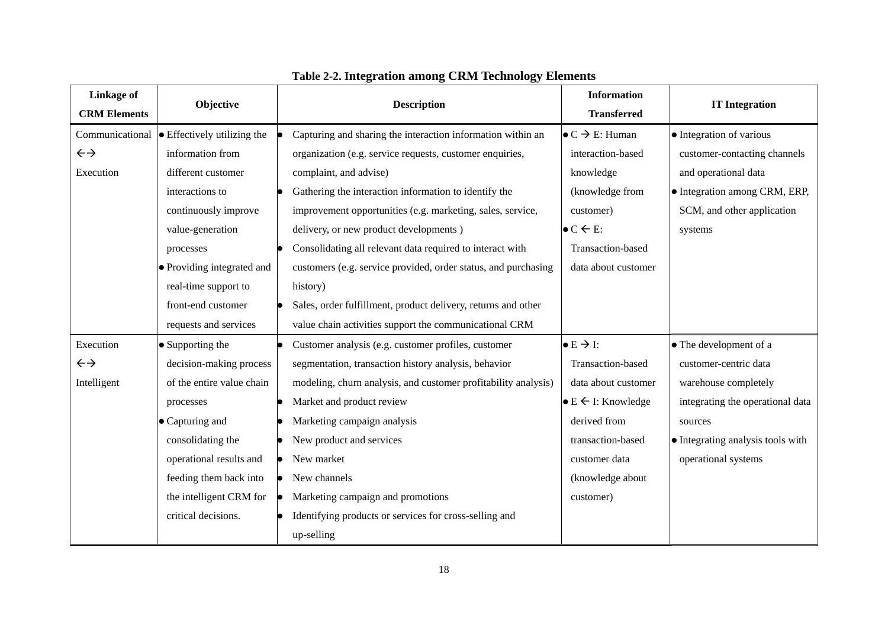**Table 2-2. Integration among CRM Technology Elements**

| Linkage of CRM Elements | Objective | Description | Information Transferred | IT Integration |
|---|---|---|---|---|
| Communicational ←→ Execution | • Effectively utilizing the information from different customer interactions to continuously improve value-generation processes<br>• Providing integrated and real-time support to front-end customer requests and services | • Capturing and sharing the interaction information within an organization (e.g. service requests, customer enquiries, complaint, and advise)<br>• Gathering the interaction information to identify the improvement opportunities (e.g. marketing, sales, service, delivery, or new product developments )<br>• Consolidating all relevant data required to interact with customers (e.g. service provided, order status, and purchasing history)<br>• Sales, order fulfillment, product delivery, returns and other value chain activities support the communicational CRM | • C → E: Human interaction-based knowledge (knowledge from customer)<br>• C ← E: Transaction-based data about customer | • Integration of various customer-contacting channels and operational data<br>• Integration among CRM, ERP, SCM, and other application systems |
| Execution ←→ Intelligent | • Supporting the decision-making process of the entire value chain processes<br>• Capturing and consolidating the operational results and feeding them back into the intelligent CRM for critical decisions. | • Customer analysis (e.g. customer profiles, customer segmentation, transaction history analysis, behavior modeling, churn analysis, and customer profitability analysis)<br>• Market and product review<br>• Marketing campaign analysis<br>• New product and services<br>• New market<br>• New channels<br>• Marketing campaign and promotions<br>• Identifying products or services for cross-selling and up-selling | • E → I: Transaction-based data about customer<br>• E ← I: Knowledge derived from transaction-based customer data (knowledge about customer) | • The development of a customer-centric data warehouse completely integrating the operational data sources<br>• Integrating analysis tools with operational systems |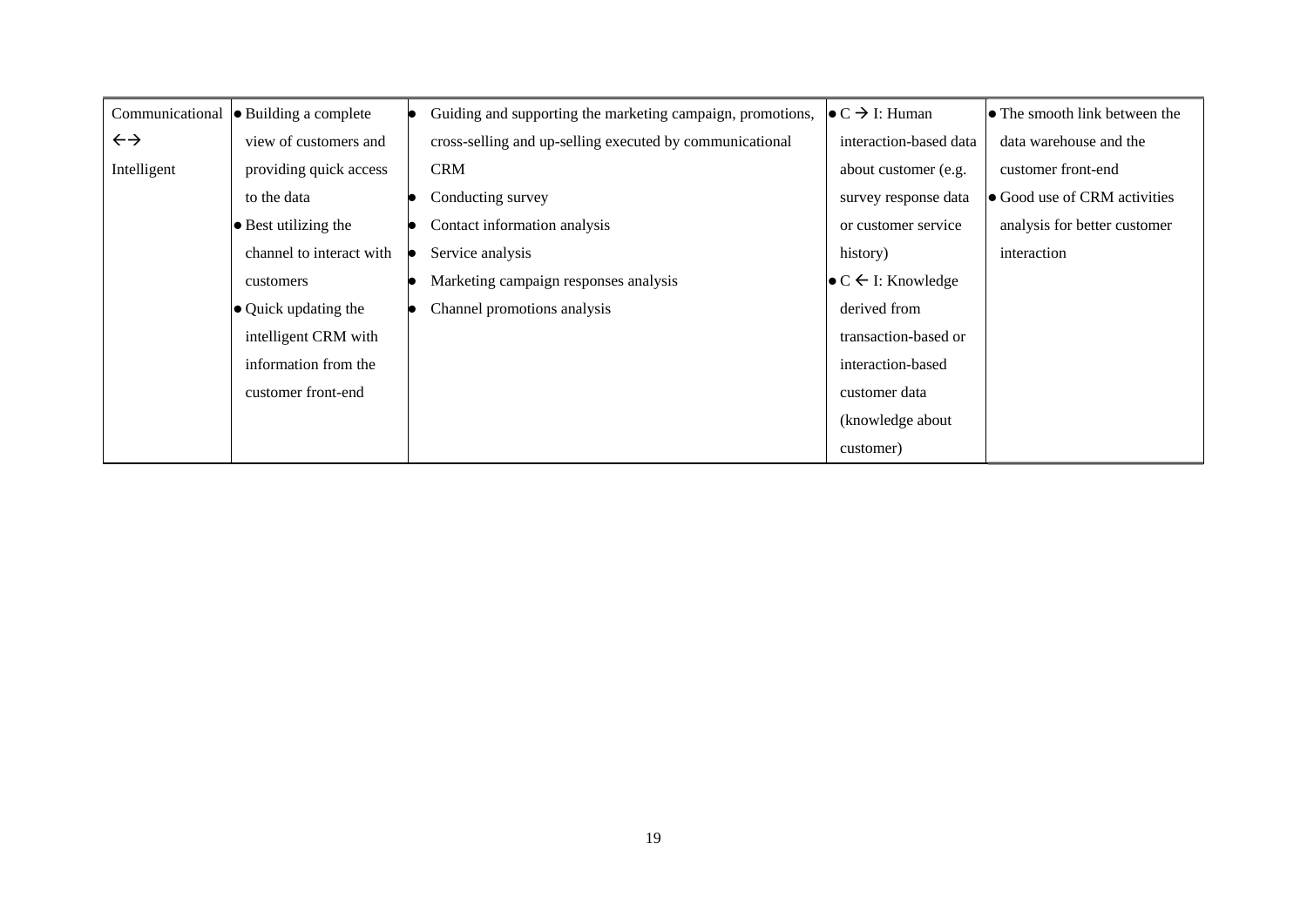| Communicational ←→ Intelligent | • Building a complete view of customers and providing quick access to the data<br>• Best utilizing the channel to interact with customers<br>• Quick updating the intelligent CRM with information from the customer front-end | • Guiding and supporting the marketing campaign, promotions, cross-selling and up-selling executed by communicational CRM<br>• Conducting survey<br>• Contact information analysis<br>• Service analysis<br>• Marketing campaign responses analysis<br>• Channel promotions analysis | • C → I: Human interaction-based data about customer (e.g. survey response data or customer service history)<br>• C ← I: Knowledge derived from transaction-based or interaction-based customer data (knowledge about customer) | • The smooth link between the data warehouse and the customer front-end<br>• Good use of CRM activities analysis for better customer interaction |
|---|---|---|---|---|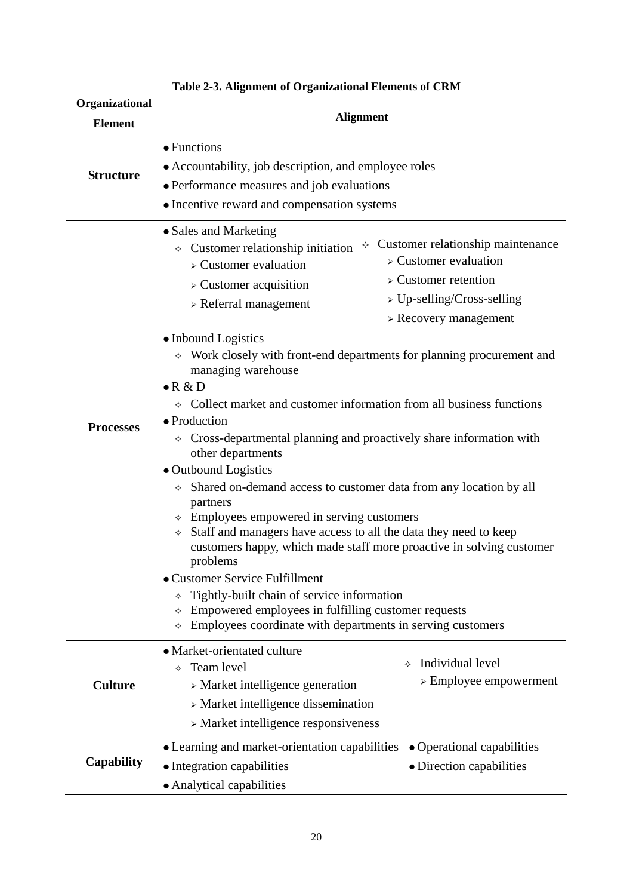**Table 2-3. Alignment of Organizational Elements of CRM**

| Organizational Element | Alignment |
|---|---|
| **Structure** | • Functions<br>• Accountability, job description, and employee roles<br>• Performance measures and job evaluations<br>• Incentive reward and compensation systems |
| **Processes** | • Sales and Marketing<br>✧ Customer relationship initiation<br>➢ Customer evaluation<br>➢ Customer acquisition<br>➢ Referral management<br>✧ Customer relationship maintenance<br>➢ Customer evaluation<br>➢ Customer retention<br>➢ Up-selling/Cross-selling<br>➢ Recovery management<br>• Inbound Logistics<br>✧ Work closely with front-end departments for planning procurement and managing warehouse<br>• R & D<br>✧ Collect market and customer information from all business functions<br>• Production<br>✧ Cross-departmental planning and proactively share information with other departments<br>• Outbound Logistics<br>✧ Shared on-demand access to customer data from any location by all partners<br>✧ Employees empowered in serving customers<br>✧ Staff and managers have access to all the data they need to keep customers happy, which made staff more proactive in solving customer problems<br>• Customer Service Fulfillment<br>✧ Tightly-built chain of service information<br>✧ Empowered employees in fulfilling customer requests<br>✧ Employees coordinate with departments in serving customers |
| **Culture** | • Market-orientated culture<br>✧ Team level<br>➢ Market intelligence generation<br>➢ Market intelligence dissemination<br>➢ Market intelligence responsiveness<br>✧ Individual level<br>➢ Employee empowerment |
| **Capability** | • Learning and market-orientation capabilities<br>• Integration capabilities<br>• Analytical capabilities<br>• Operational capabilities<br>• Direction capabilities |